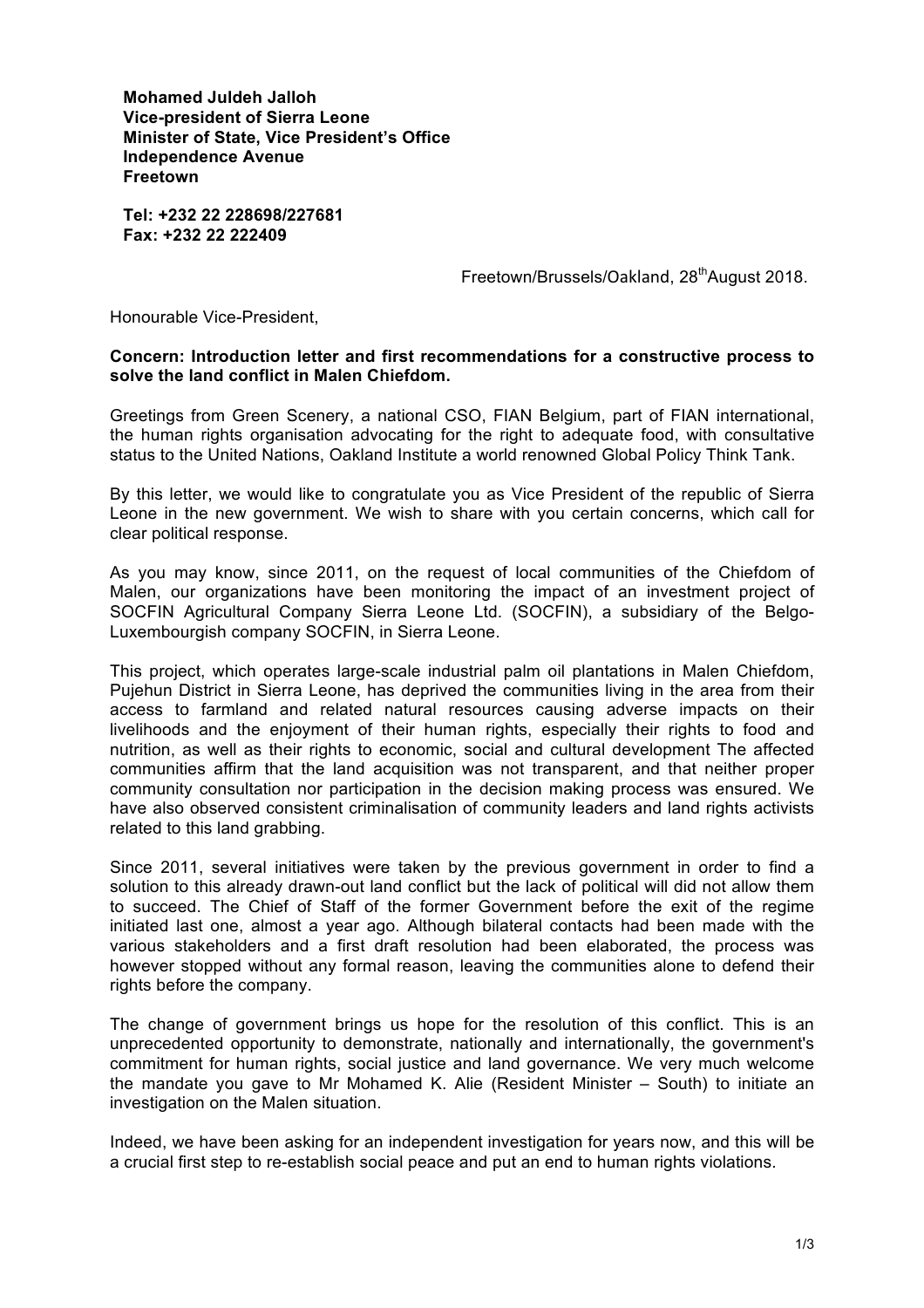**Mohamed Juldeh Jalloh**
**Vice-president of Sierra Leone**
**Minister of State, Vice President's Office**
**Independence Avenue**
**Freetown**

**Tel: +232 22 228698/227681**
**Fax: +232 22 222409**

Freetown/Brussels/Oakland, 28th August 2018.

Honourable Vice-President,

**Concern: Introduction letter and first recommendations for a constructive process to solve the land conflict in Malen Chiefdom.**

Greetings from Green Scenery, a national CSO, FIAN Belgium, part of FIAN international, the human rights organisation advocating for the right to adequate food, with consultative status to the United Nations, Oakland Institute a world renowned Global Policy Think Tank.

By this letter, we would like to congratulate you as Vice President of the republic of Sierra Leone in the new government. We wish to share with you certain concerns, which call for clear political response.

As you may know, since 2011, on the request of local communities of the Chiefdom of Malen, our organizations have been monitoring the impact of an investment project of SOCFIN Agricultural Company Sierra Leone Ltd. (SOCFIN), a subsidiary of the Belgo-Luxembourgish company SOCFIN, in Sierra Leone.

This project, which operates large-scale industrial palm oil plantations in Malen Chiefdom, Pujehun District in Sierra Leone, has deprived the communities living in the area from their access to farmland and related natural resources causing adverse impacts on their livelihoods and the enjoyment of their human rights, especially their rights to food and nutrition, as well as their rights to economic, social and cultural development The affected communities affirm that the land acquisition was not transparent, and that neither proper community consultation nor participation in the decision making process was ensured. We have also observed consistent criminalisation of community leaders and land rights activists related to this land grabbing.

Since 2011, several initiatives were taken by the previous government in order to find a solution to this already drawn-out land conflict but the lack of political will did not allow them to succeed. The Chief of Staff of the former Government before the exit of the regime initiated last one, almost a year ago. Although bilateral contacts had been made with the various stakeholders and a first draft resolution had been elaborated, the process was however stopped without any formal reason, leaving the communities alone to defend their rights before the company.

The change of government brings us hope for the resolution of this conflict. This is an unprecedented opportunity to demonstrate, nationally and internationally, the government's commitment for human rights, social justice and land governance. We very much welcome the mandate you gave to Mr Mohamed K. Alie (Resident Minister – South) to initiate an investigation on the Malen situation.

Indeed, we have been asking for an independent investigation for years now, and this will be a crucial first step to re-establish social peace and put an end to human rights violations.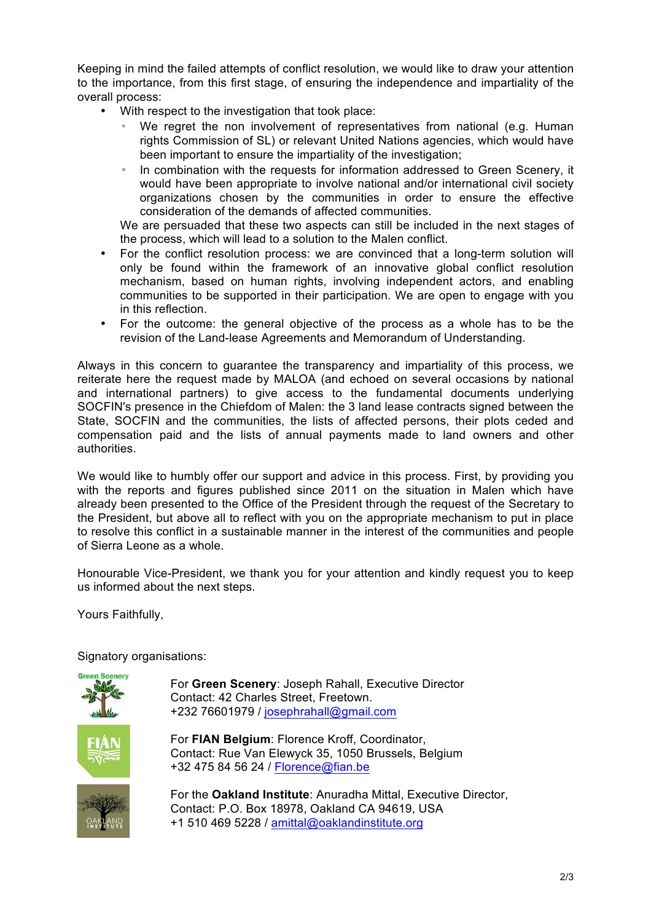Keeping in mind the failed attempts of conflict resolution, we would like to draw your attention to the importance, from this first stage, of ensuring the independence and impartiality of the overall process:

- With respect to the investigation that took place:
  - We regret the non involvement of representatives from national (e.g. Human rights Commission of SL) or relevant United Nations agencies, which would have been important to ensure the impartiality of the investigation;
  - In combination with the requests for information addressed to Green Scenery, it would have been appropriate to involve national and/or international civil society organizations chosen by the communities in order to ensure the effective consideration of the demands of affected communities.

  We are persuaded that these two aspects can still be included in the next stages of the process, which will lead to a solution to the Malen conflict.
- For the conflict resolution process: we are convinced that a long-term solution will only be found within the framework of an innovative global conflict resolution mechanism, based on human rights, involving independent actors, and enabling communities to be supported in their participation. We are open to engage with you in this reflection.
- For the outcome: the general objective of the process as a whole has to be the revision of the Land-lease Agreements and Memorandum of Understanding.

Always in this concern to guarantee the transparency and impartiality of this process, we reiterate here the request made by MALOA (and echoed on several occasions by national and international partners) to give access to the fundamental documents underlying SOCFIN's presence in the Chiefdom of Malen: the 3 land lease contracts signed between the State, SOCFIN and the communities, the lists of affected persons, their plots ceded and compensation paid and the lists of annual payments made to land owners and other authorities.

We would like to humbly offer our support and advice in this process. First, by providing you with the reports and figures published since 2011 on the situation in Malen which have already been presented to the Office of the President through the request of the Secretary to the President, but above all to reflect with you on the appropriate mechanism to put in place to resolve this conflict in a sustainable manner in the interest of the communities and people of Sierra Leone as a whole.

Honourable Vice-President, we thank you for your attention and kindly request you to keep us informed about the next steps.

Yours Faithfully,

Signatory organisations:

For **Green Scenery**: Joseph Rahall, Executive Director
Contact: 42 Charles Street, Freetown.
+232 76601979 / josephrahall@gmail.com

For **FIAN Belgium**: Florence Kroff, Coordinator,
Contact: Rue Van Elewyck 35, 1050 Brussels, Belgium
+32 475 84 56 24 / Florence@fian.be

For the **Oakland Institute**: Anuradha Mittal, Executive Director,
Contact: P.O. Box 18978, Oakland CA 94619, USA
+1 510 469 5228 / amittal@oaklandinstitute.org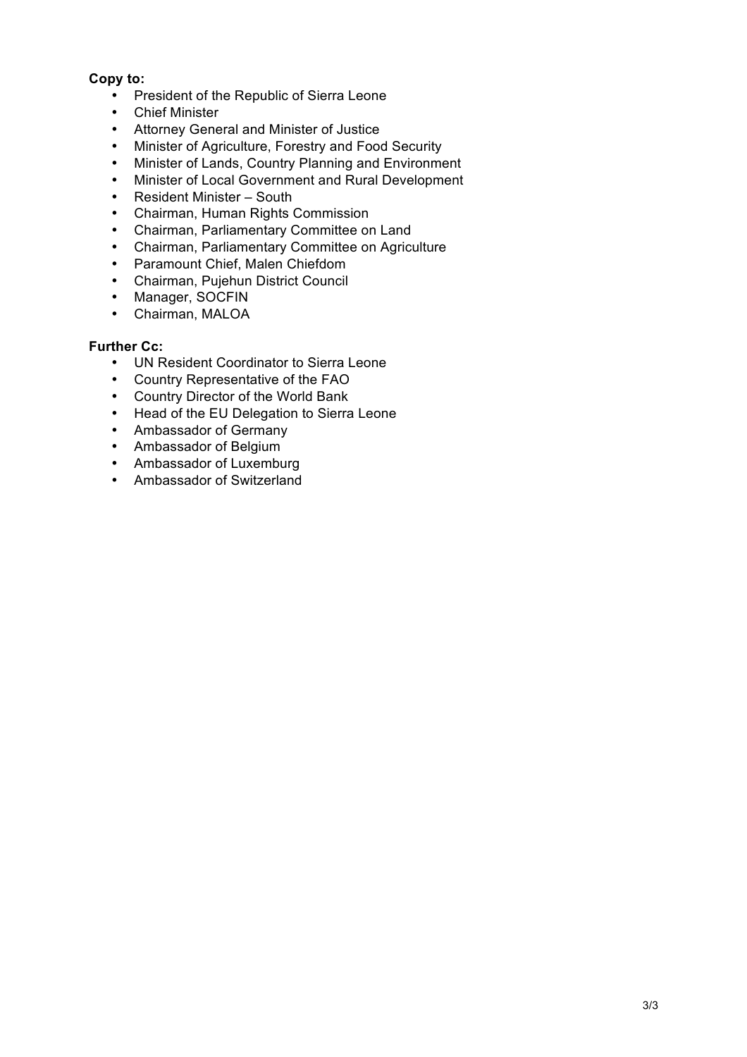**Copy to:**

- President of the Republic of Sierra Leone
- Chief Minister
- Attorney General and Minister of Justice
- Minister of Agriculture, Forestry and Food Security
- Minister of Lands, Country Planning and Environment
- Minister of Local Government and Rural Development
- Resident Minister – South
- Chairman, Human Rights Commission
- Chairman, Parliamentary Committee on Land
- Chairman, Parliamentary Committee on Agriculture
- Paramount Chief, Malen Chiefdom
- Chairman, Pujehun District Council
- Manager, SOCFIN
- Chairman, MALOA

**Further Cc:**

- UN Resident Coordinator to Sierra Leone
- Country Representative of the FAO
- Country Director of the World Bank
- Head of the EU Delegation to Sierra Leone
- Ambassador of Germany
- Ambassador of Belgium
- Ambassador of Luxemburg
- Ambassador of Switzerland